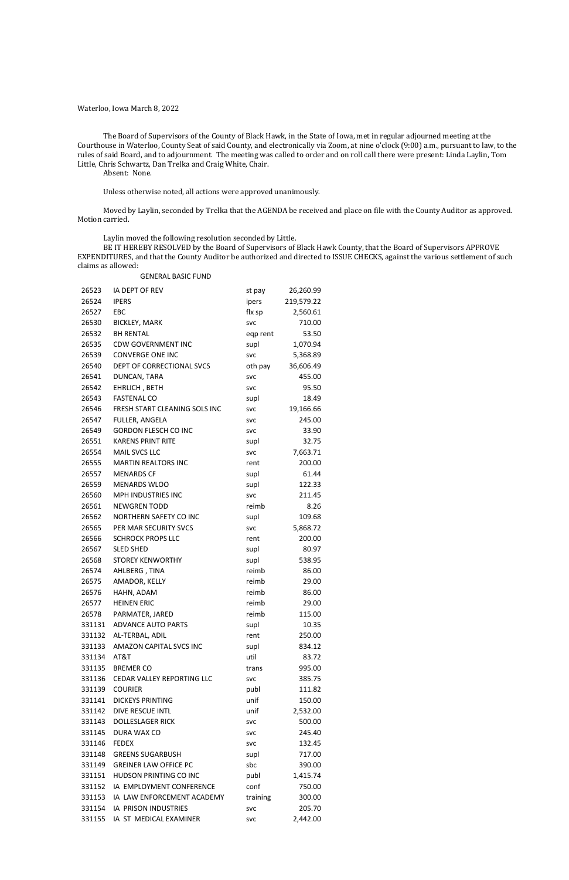Waterloo, Iowa March 8, 2022

The Board of Supervisors of the County of Black Hawk, in the State of Iowa, met in regular adjourned meeting at the Courthouse in Waterloo, County Seat of said County, and electronically via Zoom, at nine o'clock (9:00) a.m., pursuant to law, to the rules of said Board, and to adjournment. The meeting was called to order and on roll call there were present: Linda Laylin, Tom Little, Chris Schwartz, Dan Trelka and Craig White, Chair.

Absent: None.

Unless otherwise noted, all actions were approved unanimously.

Moved by Laylin, seconded by Trelka that the AGENDA be received and place on file with the County Auditor as approved. Motion carried.

Laylin moved the following resolution seconded by Little.

BE IT HEREBY RESOLVED by the Board of Supervisors of Black Hawk County, that the Board of Supervisors APPROVE EXPENDITURES, and that the County Auditor be authorized and directed to ISSUE CHECKS, against the various settlement of such claims as allowed:

GENERAL BASIC FUND

| | | | |
|---|---|---|---|
| 26523 | IA DEPT OF REV | st pay | 26,260.99 |
| 26524 | IPERS | ipers | 219,579.22 |
| 26527 | EBC | flx sp | 2,560.61 |
| 26530 | BICKLEY, MARK | svc | 710.00 |
| 26532 | BH RENTAL | eqp rent | 53.50 |
| 26535 | CDW GOVERNMENT INC | supl | 1,070.94 |
| 26539 | CONVERGE ONE INC | svc | 5,368.89 |
| 26540 | DEPT OF CORRECTIONAL SVCS | oth pay | 36,606.49 |
| 26541 | DUNCAN, TARA | svc | 455.00 |
| 26542 | EHRLICH , BETH | svc | 95.50 |
| 26543 | FASTENAL CO | supl | 18.49 |
| 26546 | FRESH START CLEANING SOLS INC | svc | 19,166.66 |
| 26547 | FULLER, ANGELA | svc | 245.00 |
| 26549 | GORDON FLESCH CO INC | svc | 33.90 |
| 26551 | KARENS PRINT RITE | supl | 32.75 |
| 26554 | MAIL SVCS LLC | svc | 7,663.71 |
| 26555 | MARTIN REALTORS INC | rent | 200.00 |
| 26557 | MENARDS CF | supl | 61.44 |
| 26559 | MENARDS WLOO | supl | 122.33 |
| 26560 | MPH INDUSTRIES INC | svc | 211.45 |
| 26561 | NEWGREN TODD | reimb | 8.26 |
| 26562 | NORTHERN SAFETY CO INC | supl | 109.68 |
| 26565 | PER MAR SECURITY SVCS | svc | 5,868.72 |
| 26566 | SCHROCK PROPS LLC | rent | 200.00 |
| 26567 | SLED SHED | supl | 80.97 |
| 26568 | STOREY KENWORTHY | supl | 538.95 |
| 26574 | AHLBERG , TINA | reimb | 86.00 |
| 26575 | AMADOR, KELLY | reimb | 29.00 |
| 26576 | HAHN, ADAM | reimb | 86.00 |
| 26577 | HEINEN ERIC | reimb | 29.00 |
| 26578 | PARMATER, JARED | reimb | 115.00 |
| 331131 | ADVANCE AUTO PARTS | supl | 10.35 |
| 331132 | AL-TERBAL, ADIL | rent | 250.00 |
| 331133 | AMAZON CAPITAL SVCS INC | supl | 834.12 |
| 331134 | AT&T | util | 83.72 |
| 331135 | BREMER CO | trans | 995.00 |
| 331136 | CEDAR VALLEY REPORTING LLC | svc | 385.75 |
| 331139 | COURIER | publ | 111.82 |
| 331141 | DICKEYS PRINTING | unif | 150.00 |
| 331142 | DIVE RESCUE INTL | unif | 2,532.00 |
| 331143 | DOLLESLAGER RICK | svc | 500.00 |
| 331145 | DURA WAX CO | svc | 245.40 |
| 331146 | FEDEX | svc | 132.45 |
| 331148 | GREENS SUGARBUSH | supl | 717.00 |
| 331149 | GREINER LAW OFFICE PC | sbc | 390.00 |
| 331151 | HUDSON PRINTING CO INC | publ | 1,415.74 |
| 331152 | IA EMPLOYMENT CONFERENCE | conf | 750.00 |
| 331153 | IA LAW ENFORCEMENT ACADEMY | training | 300.00 |
| 331154 | IA PRISON INDUSTRIES | svc | 205.70 |
| 331155 | IA ST MEDICAL EXAMINER | svc | 2,442.00 |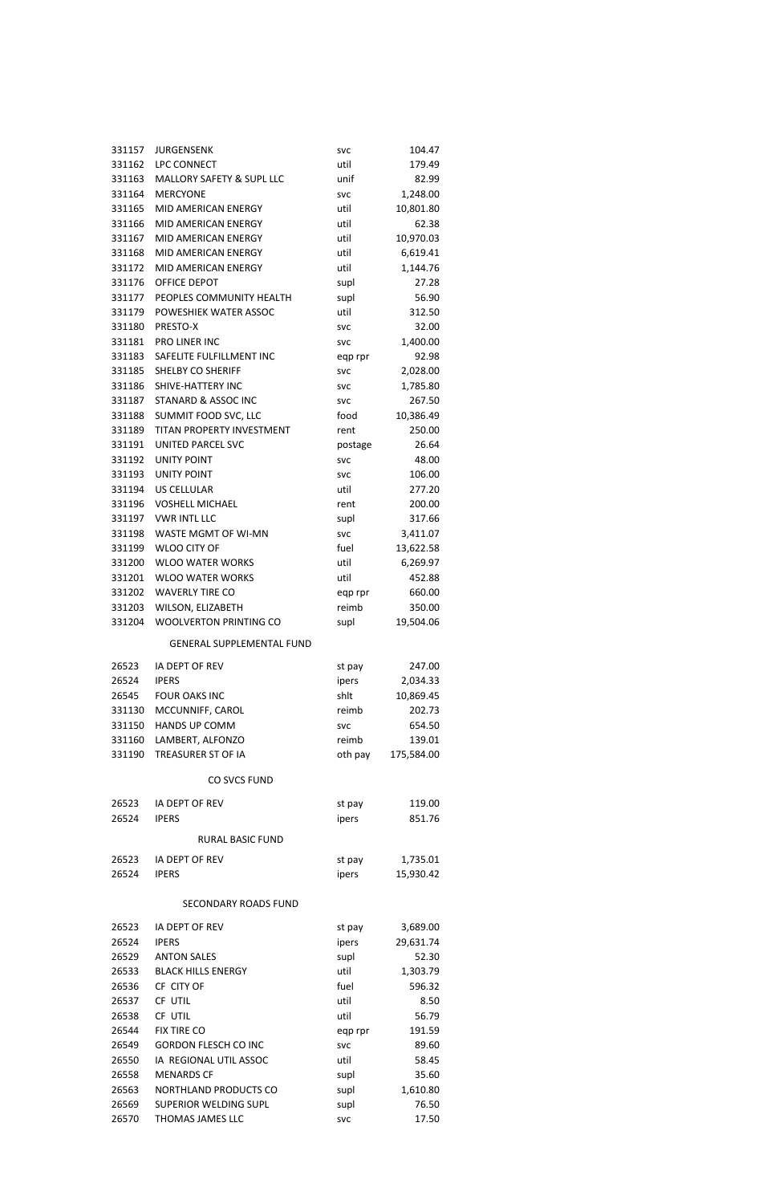| | | | |
|---|---|---|---|
| 331157 | JURGENSENK | svc | 104.47 |
| 331162 | LPC CONNECT | util | 179.49 |
| 331163 | MALLORY SAFETY & SUPL LLC | unif | 82.99 |
| 331164 | MERCYONE | svc | 1,248.00 |
| 331165 | MID AMERICAN ENERGY | util | 10,801.80 |
| 331166 | MID AMERICAN ENERGY | util | 62.38 |
| 331167 | MID AMERICAN ENERGY | util | 10,970.03 |
| 331168 | MID AMERICAN ENERGY | util | 6,619.41 |
| 331172 | MID AMERICAN ENERGY | util | 1,144.76 |
| 331176 | OFFICE DEPOT | supl | 27.28 |
| 331177 | PEOPLES COMMUNITY HEALTH | supl | 56.90 |
| 331179 | POWESHIEK WATER ASSOC | util | 312.50 |
| 331180 | PRESTO-X | svc | 32.00 |
| 331181 | PRO LINER INC | svc | 1,400.00 |
| 331183 | SAFELITE FULFILLMENT INC | eqp rpr | 92.98 |
| 331185 | SHELBY CO SHERIFF | svc | 2,028.00 |
| 331186 | SHIVE-HATTERY INC | svc | 1,785.80 |
| 331187 | STANARD & ASSOC INC | svc | 267.50 |
| 331188 | SUMMIT FOOD SVC, LLC | food | 10,386.49 |
| 331189 | TITAN PROPERTY INVESTMENT | rent | 250.00 |
| 331191 | UNITED PARCEL SVC | postage | 26.64 |
| 331192 | UNITY POINT | svc | 48.00 |
| 331193 | UNITY POINT | svc | 106.00 |
| 331194 | US CELLULAR | util | 277.20 |
| 331196 | VOSHELL MICHAEL | rent | 200.00 |
| 331197 | VWR INTL LLC | supl | 317.66 |
| 331198 | WASTE MGMT OF WI-MN | svc | 3,411.07 |
| 331199 | WLOO CITY OF | fuel | 13,622.58 |
| 331200 | WLOO WATER WORKS | util | 6,269.97 |
| 331201 | WLOO WATER WORKS | util | 452.88 |
| 331202 | WAVERLY TIRE CO | eqp rpr | 660.00 |
| 331203 | WILSON, ELIZABETH | reimb | 350.00 |
| 331204 | WOOLVERTON PRINTING CO | supl | 19,504.06 |

GENERAL SUPPLEMENTAL FUND

| | | | |
|---|---|---|---|
| 26523 | IA DEPT OF REV | st pay | 247.00 |
| 26524 | IPERS | ipers | 2,034.33 |
| 26545 | FOUR OAKS INC | shlt | 10,869.45 |
| 331130 | MCCUNNIFF, CAROL | reimb | 202.73 |
| 331150 | HANDS UP COMM | svc | 654.50 |
| 331160 | LAMBERT, ALFONZO | reimb | 139.01 |
| 331190 | TREASURER ST OF IA | oth pay | 175,584.00 |

CO SVCS FUND

| | | | |
|---|---|---|---|
| 26523 | IA DEPT OF REV | st pay | 119.00 |
| 26524 | IPERS | ipers | 851.76 |

RURAL BASIC FUND

| | | | |
|---|---|---|---|
| 26523 | IA DEPT OF REV | st pay | 1,735.01 |
| 26524 | IPERS | ipers | 15,930.42 |

SECONDARY ROADS FUND

| | | | |
|---|---|---|---|
| 26523 | IA DEPT OF REV | st pay | 3,689.00 |
| 26524 | IPERS | ipers | 29,631.74 |
| 26529 | ANTON SALES | supl | 52.30 |
| 26533 | BLACK HILLS ENERGY | util | 1,303.79 |
| 26536 | CF CITY OF | fuel | 596.32 |
| 26537 | CF UTIL | util | 8.50 |
| 26538 | CF UTIL | util | 56.79 |
| 26544 | FIX TIRE CO | eqp rpr | 191.59 |
| 26549 | GORDON FLESCH CO INC | svc | 89.60 |
| 26550 | IA REGIONAL UTIL ASSOC | util | 58.45 |
| 26558 | MENARDS CF | supl | 35.60 |
| 26563 | NORTHLAND PRODUCTS CO | supl | 1,610.80 |
| 26569 | SUPERIOR WELDING SUPL | supl | 76.50 |
| 26570 | THOMAS JAMES LLC | svc | 17.50 |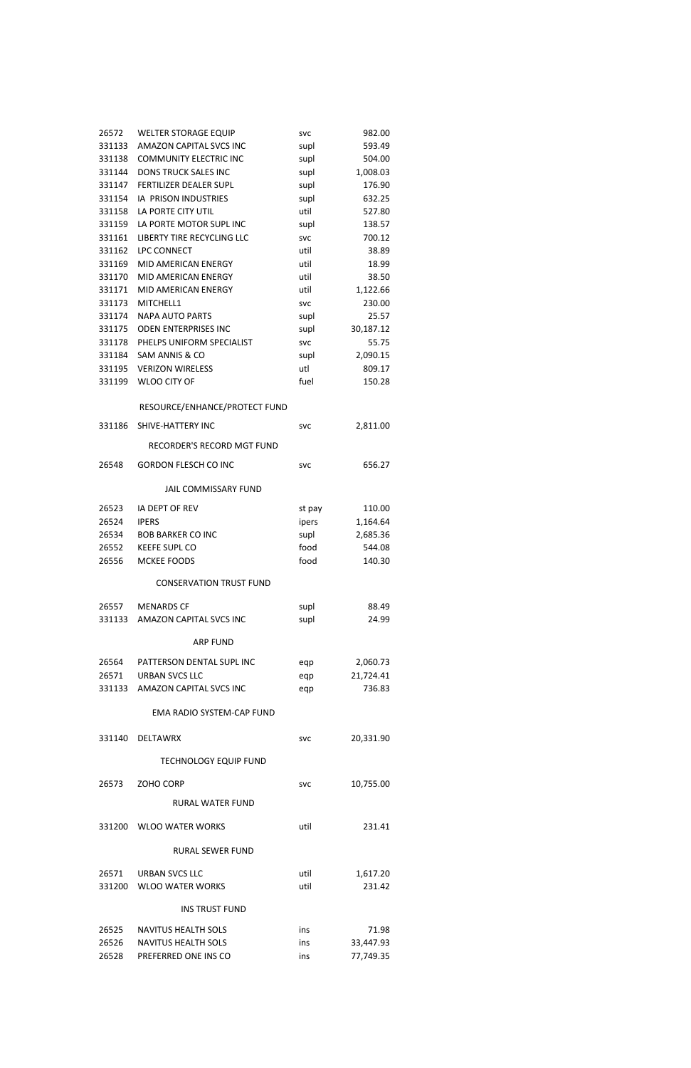| | | | |
|---|---|---|---|
| 26572 | WELTER STORAGE EQUIP | svc | 982.00 |
| 331133 | AMAZON CAPITAL SVCS INC | supl | 593.49 |
| 331138 | COMMUNITY ELECTRIC INC | supl | 504.00 |
| 331144 | DONS TRUCK SALES INC | supl | 1,008.03 |
| 331147 | FERTILIZER DEALER SUPL | supl | 176.90 |
| 331154 | IA PRISON INDUSTRIES | supl | 632.25 |
| 331158 | LA PORTE CITY UTIL | util | 527.80 |
| 331159 | LA PORTE MOTOR SUPL INC | supl | 138.57 |
| 331161 | LIBERTY TIRE RECYCLING LLC | svc | 700.12 |
| 331162 | LPC CONNECT | util | 38.89 |
| 331169 | MID AMERICAN ENERGY | util | 18.99 |
| 331170 | MID AMERICAN ENERGY | util | 38.50 |
| 331171 | MID AMERICAN ENERGY | util | 1,122.66 |
| 331173 | MITCHELL1 | svc | 230.00 |
| 331174 | NAPA AUTO PARTS | supl | 25.57 |
| 331175 | ODEN ENTERPRISES INC | supl | 30,187.12 |
| 331178 | PHELPS UNIFORM SPECIALIST | svc | 55.75 |
| 331184 | SAM ANNIS & CO | supl | 2,090.15 |
| 331195 | VERIZON WIRELESS | utl | 809.17 |
| 331199 | WLOO CITY OF | fuel | 150.28 |

RESOURCE/ENHANCE/PROTECT FUND

| | | | |
|---|---|---|---|
| 331186 | SHIVE-HATTERY INC | svc | 2,811.00 |

RECORDER'S RECORD MGT FUND

| | | | |
|---|---|---|---|
| 26548 | GORDON FLESCH CO INC | svc | 656.27 |

JAIL COMMISSARY FUND

| | | | |
|---|---|---|---|
| 26523 | IA DEPT OF REV | st pay | 110.00 |
| 26524 | IPERS | ipers | 1,164.64 |
| 26534 | BOB BARKER CO INC | supl | 2,685.36 |
| 26552 | KEEFE SUPL CO | food | 544.08 |
| 26556 | MCKEE FOODS | food | 140.30 |

CONSERVATION TRUST FUND

| | | | |
|---|---|---|---|
| 26557 | MENARDS CF | supl | 88.49 |
| 331133 | AMAZON CAPITAL SVCS INC | supl | 24.99 |

ARP FUND

| | | | |
|---|---|---|---|
| 26564 | PATTERSON DENTAL SUPL INC | eqp | 2,060.73 |
| 26571 | URBAN SVCS LLC | eqp | 21,724.41 |
| 331133 | AMAZON CAPITAL SVCS INC | eqp | 736.83 |

EMA RADIO SYSTEM-CAP FUND

| | | | |
|---|---|---|---|
| 331140 | DELTAWRX | svc | 20,331.90 |

TECHNOLOGY EQUIP FUND

| | | | |
|---|---|---|---|
| 26573 | ZOHO CORP | svc | 10,755.00 |

RURAL WATER FUND

| | | | |
|---|---|---|---|
| 331200 | WLOO WATER WORKS | util | 231.41 |

RURAL SEWER FUND

| | | | |
|---|---|---|---|
| 26571 | URBAN SVCS LLC | util | 1,617.20 |
| 331200 | WLOO WATER WORKS | util | 231.42 |

INS TRUST FUND

| | | | |
|---|---|---|---|
| 26525 | NAVITUS HEALTH SOLS | ins | 71.98 |
| 26526 | NAVITUS HEALTH SOLS | ins | 33,447.93 |
| 26528 | PREFERRED ONE INS CO | ins | 77,749.35 |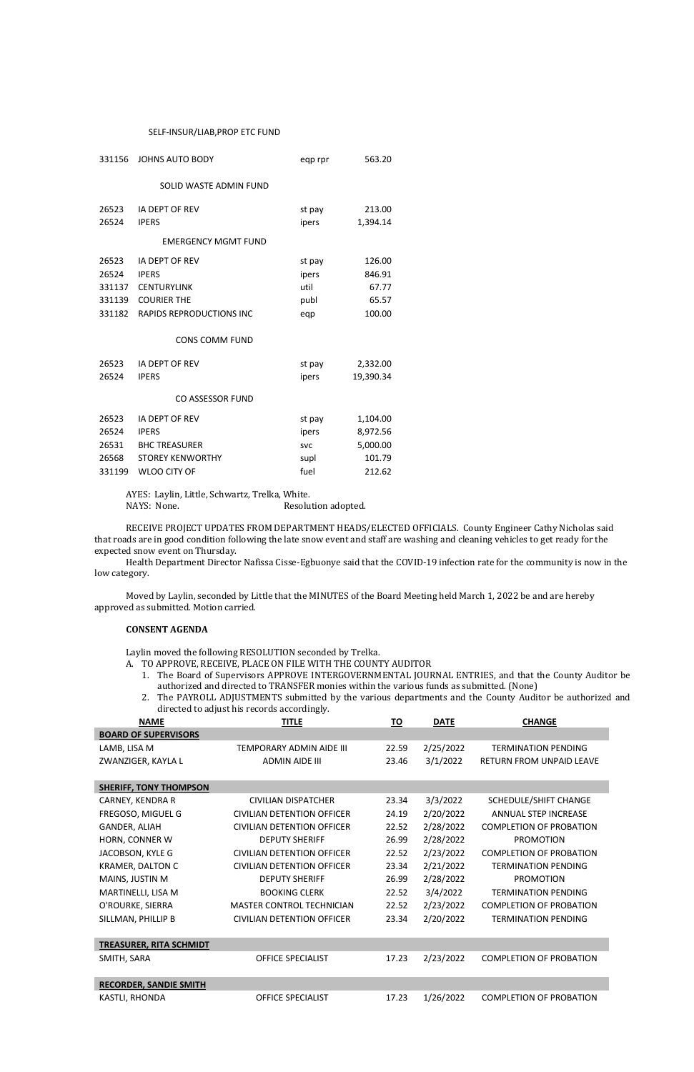SELF-INSUR/LIAB,PROP ETC FUND

| | | | |
|---|---|---|---|
| 331156 | JOHNS AUTO BODY | eqp rpr | 563.20 |

SOLID WASTE ADMIN FUND

| | | | |
|---|---|---|---|
| 26523 | IA DEPT OF REV | st pay | 213.00 |
| 26524 | IPERS | ipers | 1,394.14 |

EMERGENCY MGMT FUND

| | | | |
|---|---|---|---|
| 26523 | IA DEPT OF REV | st pay | 126.00 |
| 26524 | IPERS | ipers | 846.91 |
| 331137 | CENTURYLINK | util | 67.77 |
| 331139 | COURIER THE | publ | 65.57 |
| 331182 | RAPIDS REPRODUCTIONS INC | eqp | 100.00 |

CONS COMM FUND

| | | | |
|---|---|---|---|
| 26523 | IA DEPT OF REV | st pay | 2,332.00 |
| 26524 | IPERS | ipers | 19,390.34 |

CO ASSESSOR FUND

| | | | |
|---|---|---|---|
| 26523 | IA DEPT OF REV | st pay | 1,104.00 |
| 26524 | IPERS | ipers | 8,972.56 |
| 26531 | BHC TREASURER | svc | 5,000.00 |
| 26568 | STOREY KENWORTHY | supl | 101.79 |
| 331199 | WLOO CITY OF | fuel | 212.62 |

AYES: Laylin, Little, Schwartz, Trelka, White.
NAYS: None. Resolution adopted.

RECEIVE PROJECT UPDATES FROM DEPARTMENT HEADS/ELECTED OFFICIALS. County Engineer Cathy Nicholas said that roads are in good condition following the late snow event and staff are washing and cleaning vehicles to get ready for the expected snow event on Thursday.

Health Department Director Nafissa Cisse-Egbuonye said that the COVID-19 infection rate for the community is now in the low category.

Moved by Laylin, seconded by Little that the MINUTES of the Board Meeting held March 1, 2022 be and are hereby approved as submitted. Motion carried.

**CONSENT AGENDA**

Laylin moved the following RESOLUTION seconded by Trelka.

A. TO APPROVE, RECEIVE, PLACE ON FILE WITH THE COUNTY AUDITOR
   1. The Board of Supervisors APPROVE INTERGOVERNMENTAL JOURNAL ENTRIES, and that the County Auditor be authorized and directed to TRANSFER monies within the various funds as submitted. (None)
   2. The PAYROLL ADJUSTMENTS submitted by the various departments and the County Auditor be authorized and directed to adjust his records accordingly.

| NAME | TITLE | TO | DATE | CHANGE |
|---|---|---|---|---|
| **BOARD OF SUPERVISORS** | | | | |
| LAMB, LISA M | TEMPORARY ADMIN AIDE III | 22.59 | 2/25/2022 | TERMINATION PENDING |
| ZWANZIGER, KAYLA L | ADMIN AIDE III | 23.46 | 3/1/2022 | RETURN FROM UNPAID LEAVE |
| **SHERIFF, TONY THOMPSON** | | | | |
| CARNEY, KENDRA R | CIVILIAN DISPATCHER | 23.34 | 3/3/2022 | SCHEDULE/SHIFT CHANGE |
| FREGOSO, MIGUEL G | CIVILIAN DETENTION OFFICER | 24.19 | 2/20/2022 | ANNUAL STEP INCREASE |
| GANDER, ALIAH | CIVILIAN DETENTION OFFICER | 22.52 | 2/28/2022 | COMPLETION OF PROBATION |
| HORN, CONNER W | DEPUTY SHERIFF | 26.99 | 2/28/2022 | PROMOTION |
| JACOBSON, KYLE G | CIVILIAN DETENTION OFFICER | 22.52 | 2/23/2022 | COMPLETION OF PROBATION |
| KRAMER, DALTON C | CIVILIAN DETENTION OFFICER | 23.34 | 2/21/2022 | TERMINATION PENDING |
| MAINS, JUSTIN M | DEPUTY SHERIFF | 26.99 | 2/28/2022 | PROMOTION |
| MARTINELLI, LISA M | BOOKING CLERK | 22.52 | 3/4/2022 | TERMINATION PENDING |
| O'ROURKE, SIERRA | MASTER CONTROL TECHNICIAN | 22.52 | 2/23/2022 | COMPLETION OF PROBATION |
| SILLMAN, PHILLIP B | CIVILIAN DETENTION OFFICER | 23.34 | 2/20/2022 | TERMINATION PENDING |
| **TREASURER, RITA SCHMIDT** | | | | |
| SMITH, SARA | OFFICE SPECIALIST | 17.23 | 2/23/2022 | COMPLETION OF PROBATION |
| **RECORDER, SANDIE SMITH** | | | | |
| KASTLI, RHONDA | OFFICE SPECIALIST | 17.23 | 1/26/2022 | COMPLETION OF PROBATION |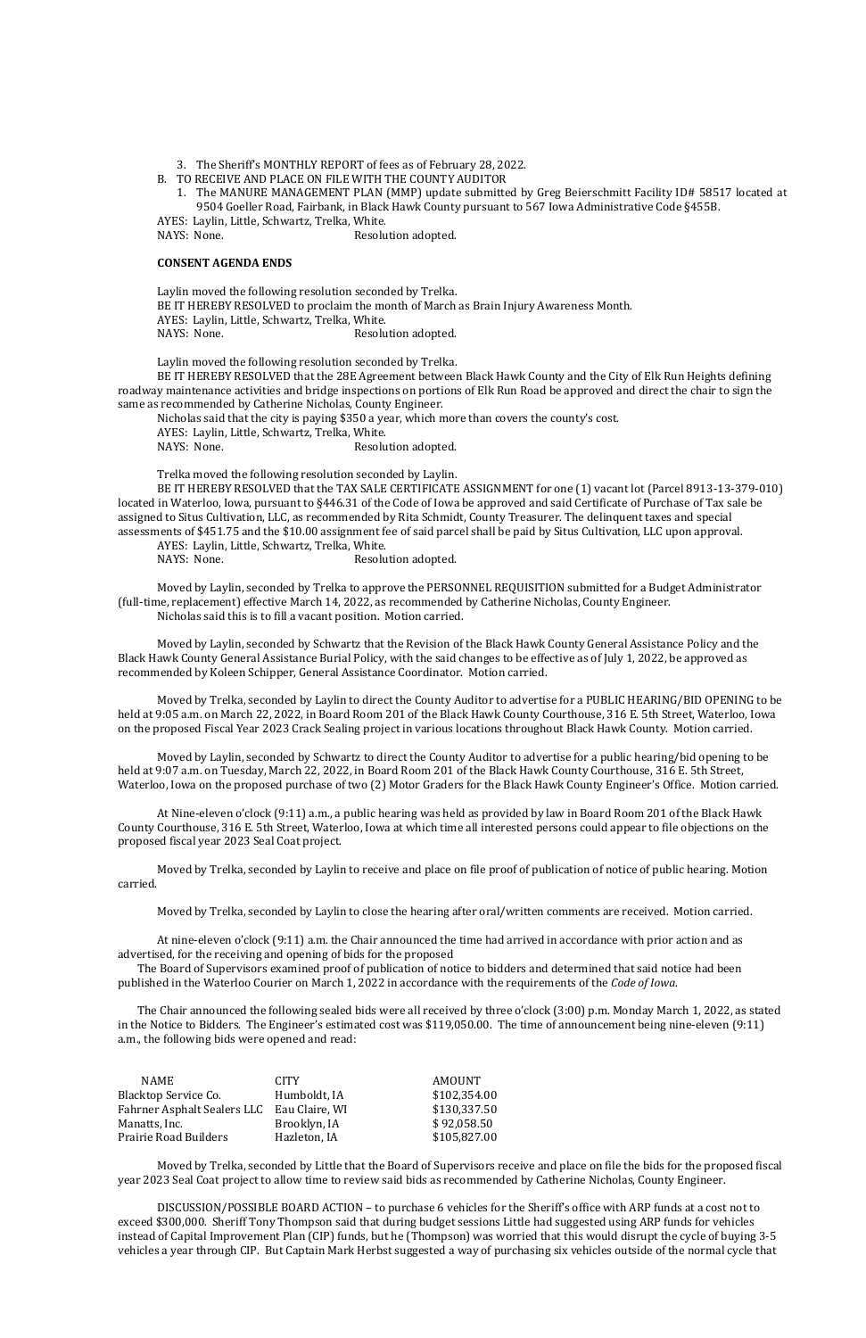3. The Sheriff's MONTHLY REPORT of fees as of February 28, 2022.

B. TO RECEIVE AND PLACE ON FILE WITH THE COUNTY AUDITOR

1. The MANURE MANAGEMENT PLAN (MMP) update submitted by Greg Beierschmitt Facility ID# 58517 located at 9504 Goeller Road, Fairbank, in Black Hawk County pursuant to 567 Iowa Administrative Code §455B.

AYES: Laylin, Little, Schwartz, Trelka, White.
NAYS: None. Resolution adopted.

**CONSENT AGENDA ENDS**

Laylin moved the following resolution seconded by Trelka.
BE IT HEREBY RESOLVED to proclaim the month of March as Brain Injury Awareness Month.
AYES: Laylin, Little, Schwartz, Trelka, White.
NAYS: None. Resolution adopted.

Laylin moved the following resolution seconded by Trelka.
BE IT HEREBY RESOLVED that the 28E Agreement between Black Hawk County and the City of Elk Run Heights defining roadway maintenance activities and bridge inspections on portions of Elk Run Road be approved and direct the chair to sign the same as recommended by Catherine Nicholas, County Engineer.
Nicholas said that the city is paying $350 a year, which more than covers the county's cost.
AYES: Laylin, Little, Schwartz, Trelka, White.
NAYS: None. Resolution adopted.

Trelka moved the following resolution seconded by Laylin.
BE IT HEREBY RESOLVED that the TAX SALE CERTIFICATE ASSIGNMENT for one (1) vacant lot (Parcel 8913-13-379-010) located in Waterloo, Iowa, pursuant to §446.31 of the Code of Iowa be approved and said Certificate of Purchase of Tax sale be assigned to Situs Cultivation, LLC, as recommended by Rita Schmidt, County Treasurer. The delinquent taxes and special assessments of $451.75 and the $10.00 assignment fee of said parcel shall be paid by Situs Cultivation, LLC upon approval.
AYES: Laylin, Little, Schwartz, Trelka, White.
NAYS: None. Resolution adopted.

Moved by Laylin, seconded by Trelka to approve the PERSONNEL REQUISITION submitted for a Budget Administrator (full-time, replacement) effective March 14, 2022, as recommended by Catherine Nicholas, County Engineer.
Nicholas said this is to fill a vacant position. Motion carried.

Moved by Laylin, seconded by Schwartz that the Revision of the Black Hawk County General Assistance Policy and the Black Hawk County General Assistance Burial Policy, with the said changes to be effective as of July 1, 2022, be approved as recommended by Koleen Schipper, General Assistance Coordinator. Motion carried.

Moved by Trelka, seconded by Laylin to direct the County Auditor to advertise for a PUBLIC HEARING/BID OPENING to be held at 9:05 a.m. on March 22, 2022, in Board Room 201 of the Black Hawk County Courthouse, 316 E. 5th Street, Waterloo, Iowa on the proposed Fiscal Year 2023 Crack Sealing project in various locations throughout Black Hawk County. Motion carried.

Moved by Laylin, seconded by Schwartz to direct the County Auditor to advertise for a public hearing/bid opening to be held at 9:07 a.m. on Tuesday, March 22, 2022, in Board Room 201 of the Black Hawk County Courthouse, 316 E. 5th Street, Waterloo, Iowa on the proposed purchase of two (2) Motor Graders for the Black Hawk County Engineer's Office. Motion carried.

At Nine-eleven o'clock (9:11) a.m., a public hearing was held as provided by law in Board Room 201 of the Black Hawk County Courthouse, 316 E. 5th Street, Waterloo, Iowa at which time all interested persons could appear to file objections on the proposed fiscal year 2023 Seal Coat project.

Moved by Trelka, seconded by Laylin to receive and place on file proof of publication of notice of public hearing. Motion carried.

Moved by Trelka, seconded by Laylin to close the hearing after oral/written comments are received. Motion carried.

At nine-eleven o'clock (9:11) a.m. the Chair announced the time had arrived in accordance with prior action and as advertised, for the receiving and opening of bids for the proposed
The Board of Supervisors examined proof of publication of notice to bidders and determined that said notice had been published in the Waterloo Courier on March 1, 2022 in accordance with the requirements of the *Code of Iowa*.

The Chair announced the following sealed bids were all received by three o'clock (3:00) p.m. Monday March 1, 2022, as stated in the Notice to Bidders. The Engineer's estimated cost was $119,050.00. The time of announcement being nine-eleven (9:11) a.m., the following bids were opened and read:

| NAME | CITY | AMOUNT |
|---|---|---|
| Blacktop Service Co. | Humboldt, IA | $102,354.00 |
| Fahrner Asphalt Sealers LLC | Eau Claire, WI | $130,337.50 |
| Manatts, Inc. | Brooklyn, IA | $ 92,058.50 |
| Prairie Road Builders | Hazleton, IA | $105,827.00 |

Moved by Trelka, seconded by Little that the Board of Supervisors receive and place on file the bids for the proposed fiscal year 2023 Seal Coat project to allow time to review said bids as recommended by Catherine Nicholas, County Engineer.

DISCUSSION/POSSIBLE BOARD ACTION – to purchase 6 vehicles for the Sheriff's office with ARP funds at a cost not to exceed $300,000. Sheriff Tony Thompson said that during budget sessions Little had suggested using ARP funds for vehicles instead of Capital Improvement Plan (CIP) funds, but he (Thompson) was worried that this would disrupt the cycle of buying 3-5 vehicles a year through CIP. But Captain Mark Herbst suggested a way of purchasing six vehicles outside of the normal cycle that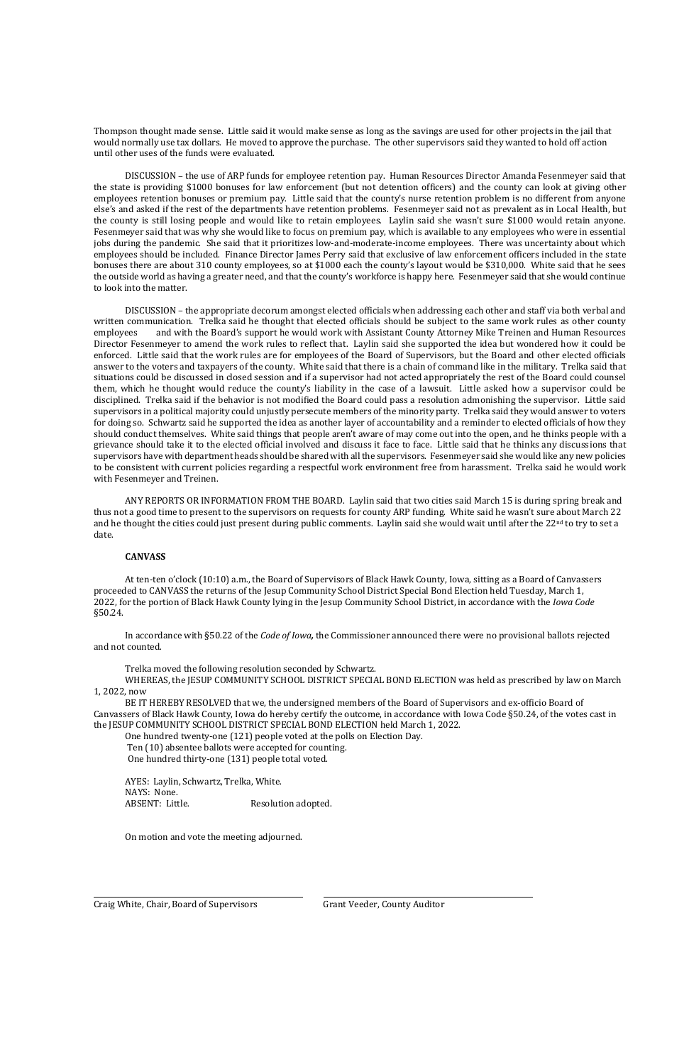Thompson thought made sense. Little said it would make sense as long as the savings are used for other projects in the jail that would normally use tax dollars. He moved to approve the purchase. The other supervisors said they wanted to hold off action until other uses of the funds were evaluated.

DISCUSSION – the use of ARP funds for employee retention pay. Human Resources Director Amanda Fesenmeyer said that the state is providing $1000 bonuses for law enforcement (but not detention officers) and the county can look at giving other employees retention bonuses or premium pay. Little said that the county's nurse retention problem is no different from anyone else's and asked if the rest of the departments have retention problems. Fesenmeyer said not as prevalent as in Local Health, but the county is still losing people and would like to retain employees. Laylin said she wasn't sure $1000 would retain anyone. Fesenmeyer said that was why she would like to focus on premium pay, which is available to any employees who were in essential jobs during the pandemic. She said that it prioritizes low-and-moderate-income employees. There was uncertainty about which employees should be included. Finance Director James Perry said that exclusive of law enforcement officers included in the state bonuses there are about 310 county employees, so at $1000 each the county's layout would be $310,000. White said that he sees the outside world as having a greater need, and that the county's workforce is happy here. Fesenmeyer said that she would continue to look into the matter.

DISCUSSION – the appropriate decorum amongst elected officials when addressing each other and staff via both verbal and written communication. Trelka said he thought that elected officials should be subject to the same work rules as other county employees and with the Board's support he would work with Assistant County Attorney Mike Treinen and Human Resources Director Fesenmeyer to amend the work rules to reflect that. Laylin said she supported the idea but wondered how it could be enforced. Little said that the work rules are for employees of the Board of Supervisors, but the Board and other elected officials answer to the voters and taxpayers of the county. White said that there is a chain of command like in the military. Trelka said that situations could be discussed in closed session and if a supervisor had not acted appropriately the rest of the Board could counsel them, which he thought would reduce the county's liability in the case of a lawsuit. Little asked how a supervisor could be disciplined. Trelka said if the behavior is not modified the Board could pass a resolution admonishing the supervisor. Little said supervisors in a political majority could unjustly persecute members of the minority party. Trelka said they would answer to voters for doing so. Schwartz said he supported the idea as another layer of accountability and a reminder to elected officials of how they should conduct themselves. White said things that people aren't aware of may come out into the open, and he thinks people with a grievance should take it to the elected official involved and discuss it face to face. Little said that he thinks any discussions that supervisors have with department heads should be shared with all the supervisors. Fesenmeyer said she would like any new policies to be consistent with current policies regarding a respectful work environment free from harassment. Trelka said he would work with Fesenmeyer and Treinen.

ANY REPORTS OR INFORMATION FROM THE BOARD. Laylin said that two cities said March 15 is during spring break and thus not a good time to present to the supervisors on requests for county ARP funding. White said he wasn't sure about March 22 and he thought the cities could just present during public comments. Laylin said she would wait until after the 22nd to try to set a date.

**CANVASS**

At ten-ten o'clock (10:10) a.m., the Board of Supervisors of Black Hawk County, Iowa, sitting as a Board of Canvassers proceeded to CANVASS the returns of the Jesup Community School District Special Bond Election held Tuesday, March 1, 2022, for the portion of Black Hawk County lying in the Jesup Community School District, in accordance with the *Iowa Code* §50.24.

In accordance with §50.22 of the *Code of Iowa,* the Commissioner announced there were no provisional ballots rejected and not counted.

Trelka moved the following resolution seconded by Schwartz.

WHEREAS, the JESUP COMMUNITY SCHOOL DISTRICT SPECIAL BOND ELECTION was held as prescribed by law on March 1, 2022, now

BE IT HEREBY RESOLVED that we, the undersigned members of the Board of Supervisors and ex-officio Board of Canvassers of Black Hawk County, Iowa do hereby certify the outcome, in accordance with Iowa Code §50.24, of the votes cast in the JESUP COMMUNITY SCHOOL DISTRICT SPECIAL BOND ELECTION held March 1, 2022.

One hundred twenty-one (121) people voted at the polls on Election Day.
Ten (10) absentee ballots were accepted for counting.
One hundred thirty-one (131) people total voted.

AYES: Laylin, Schwartz, Trelka, White.
NAYS: None.
ABSENT: Little. Resolution adopted.

On motion and vote the meeting adjourned.

Craig White, Chair, Board of Supervisors

Grant Veeder, County Auditor